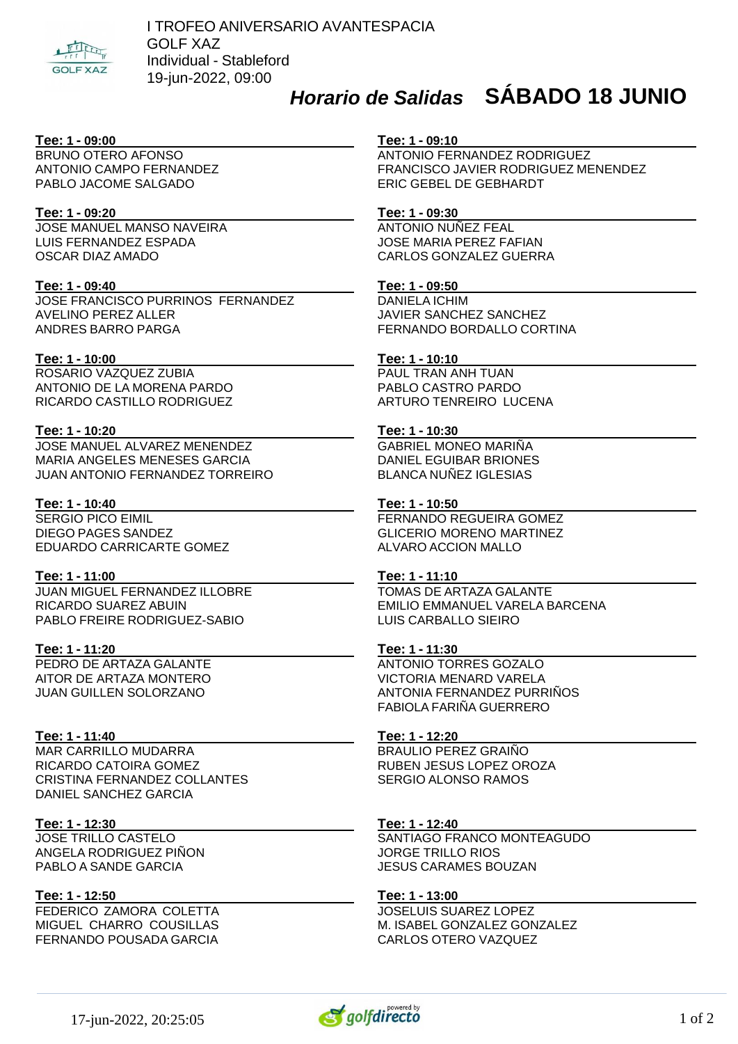I TROFEO ANIVERSARIO AVANTESPACIA
GOLF XAZ
Individual - Stableford
19-jun-2022, 09:00

# *Horario de Salidas* **SÁBADO 18 JUNIO**

**Tee: 1 - 09:00**
BRUNO OTERO AFONSO
ANTONIO CAMPO FERNANDEZ
PABLO JACOME SALGADO

**Tee: 1 - 09:10**
ANTONIO FERNANDEZ RODRIGUEZ
FRANCISCO JAVIER RODRIGUEZ MENENDEZ
ERIC GEBEL DE GEBHARDT

**Tee: 1 - 09:20**
JOSE MANUEL MANSO NAVEIRA
LUIS FERNANDEZ ESPADA
OSCAR DIAZ AMADO

**Tee: 1 - 09:30**
ANTONIO NUÑEZ FEAL
JOSE MARIA PEREZ FAFIAN
CARLOS GONZALEZ GUERRA

**Tee: 1 - 09:40**
JOSE FRANCISCO PURRINOS FERNANDEZ
AVELINO PEREZ ALLER
ANDRES BARRO PARGA

**Tee: 1 - 09:50**
DANIELA ICHIM
JAVIER SANCHEZ SANCHEZ
FERNANDO BORDALLO CORTINA

**Tee: 1 - 10:00**
ROSARIO VAZQUEZ ZUBIA
ANTONIO DE LA MORENA PARDO
RICARDO CASTILLO RODRIGUEZ

**Tee: 1 - 10:10**
PAUL TRAN ANH TUAN
PABLO CASTRO PARDO
ARTURO TENREIRO LUCENA

**Tee: 1 - 10:20**
JOSE MANUEL ALVAREZ MENENDEZ
MARIA ANGELES MENESES GARCIA
JUAN ANTONIO FERNANDEZ TORREIRO

**Tee: 1 - 10:30**
GABRIEL MONEO MARIÑA
DANIEL EGUIBAR BRIONES
BLANCA NUÑEZ IGLESIAS

**Tee: 1 - 10:40**
SERGIO PICO EIMIL
DIEGO PAGES SANDEZ
EDUARDO CARRICARTE GOMEZ

**Tee: 1 - 10:50**
FERNANDO REGUEIRA GOMEZ
GLICERIO MORENO MARTINEZ
ALVARO ACCION MALLO

**Tee: 1 - 11:00**
JUAN MIGUEL FERNANDEZ ILLOBRE
RICARDO SUAREZ ABUIN
PABLO FREIRE RODRIGUEZ-SABIO

**Tee: 1 - 11:10**
TOMAS DE ARTAZA GALANTE
EMILIO EMMANUEL VARELA BARCENA
LUIS CARBALLO SIEIRO

**Tee: 1 - 11:20**
PEDRO DE ARTAZA GALANTE
AITOR DE ARTAZA MONTERO
JUAN GUILLEN SOLORZANO

**Tee: 1 - 11:30**
ANTONIO TORRES GOZALO
VICTORIA MENARD VARELA
ANTONIA FERNANDEZ PURRIÑOS
FABIOLA FARIÑA GUERRERO

**Tee: 1 - 11:40**
MAR CARRILLO MUDARRA
RICARDO CATOIRA GOMEZ
CRISTINA FERNANDEZ COLLANTES
DANIEL SANCHEZ GARCIA

**Tee: 1 - 12:20**
BRAULIO PEREZ GRAIÑO
RUBEN JESUS LOPEZ OROZA
SERGIO ALONSO RAMOS

**Tee: 1 - 12:30**
JOSE TRILLO CASTELO
ANGELA RODRIGUEZ PIÑON
PABLO A SANDE GARCIA

**Tee: 1 - 12:40**
SANTIAGO FRANCO MONTEAGUDO
JORGE TRILLO RIOS
JESUS CARAMES BOUZAN

**Tee: 1 - 12:50**
FEDERICO ZAMORA COLETTA
MIGUEL CHARRO COUSILLAS
FERNANDO POUSADA GARCIA

**Tee: 1 - 13:00**
JOSELUIS SUAREZ LOPEZ
M. ISABEL GONZALEZ GONZALEZ
CARLOS OTERO VAZQUEZ

17-jun-2022, 20:25:05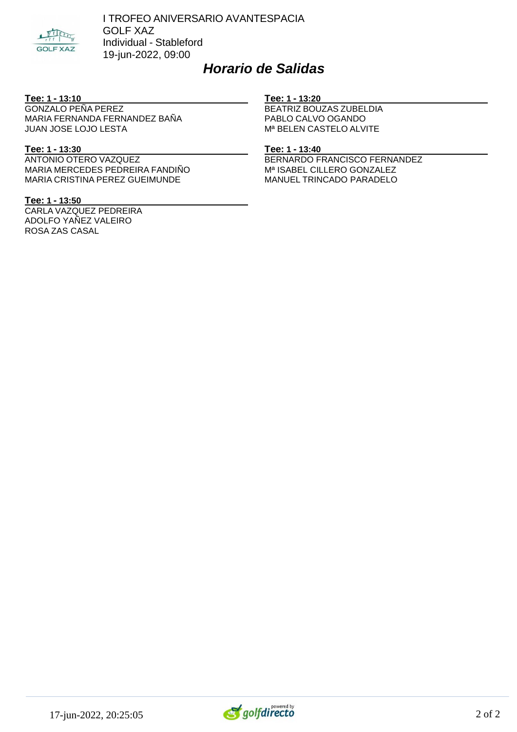I TROFEO ANIVERSARIO AVANTESPACIA
GOLF XAZ
Individual - Stableford
19-jun-2022, 09:00

## *Horario de Salidas*

**Tee: 1 - 13:10**
GONZALO PEÑA PEREZ
MARIA FERNANDA FERNANDEZ BAÑA
JUAN JOSE LOJO LESTA

**Tee: 1 - 13:20**
BEATRIZ BOUZAS ZUBELDIA
PABLO CALVO OGANDO
Mª BELEN CASTELO ALVITE

**Tee: 1 - 13:30**
ANTONIO OTERO VAZQUEZ
MARIA MERCEDES PEDREIRA FANDIÑO
MARIA CRISTINA PEREZ GUEIMUNDE

**Tee: 1 - 13:40**
BERNARDO FRANCISCO FERNANDEZ
Mª ISABEL CILLERO GONZALEZ
MANUEL TRINCADO PARADELO

**Tee: 1 - 13:50**
CARLA VAZQUEZ PEDREIRA
ADOLFO YAÑEZ VALEIRO
ROSA ZAS CASAL

17-jun-2022, 20:25:05